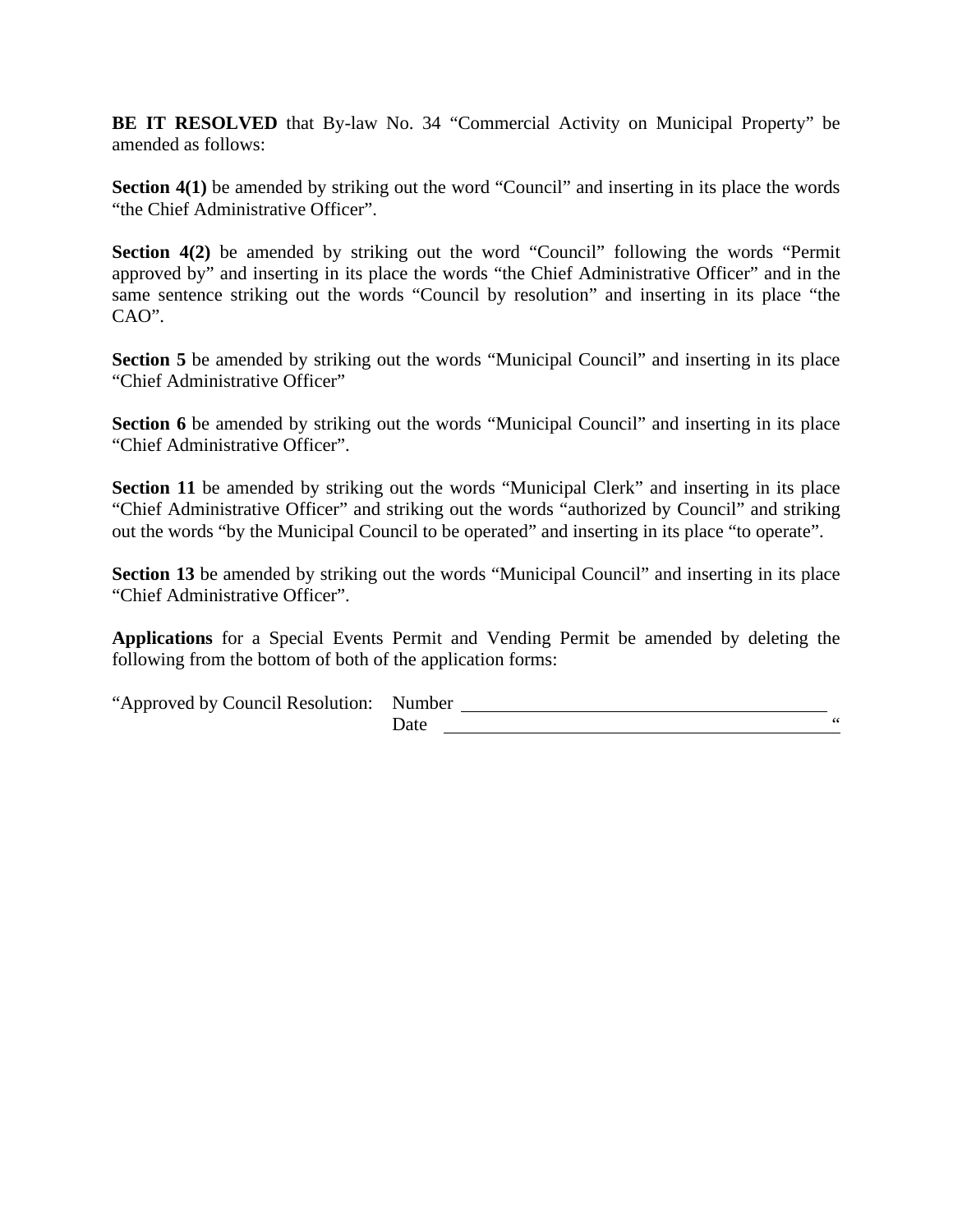**BE IT RESOLVED** that By-law No. 34 "Commercial Activity on Municipal Property" be amended as follows:

**Section 4(1)** be amended by striking out the word "Council" and inserting in its place the words "the Chief Administrative Officer".

**Section 4(2)** be amended by striking out the word "Council" following the words "Permit approved by" and inserting in its place the words "the Chief Administrative Officer" and in the same sentence striking out the words "Council by resolution" and inserting in its place "the CAO".

**Section 5** be amended by striking out the words "Municipal Council" and inserting in its place "Chief Administrative Officer"

**Section 6** be amended by striking out the words "Municipal Council" and inserting in its place "Chief Administrative Officer".

**Section 11** be amended by striking out the words "Municipal Clerk" and inserting in its place "Chief Administrative Officer" and striking out the words "authorized by Council" and striking out the words "by the Municipal Council to be operated" and inserting in its place "to operate".

**Section 13** be amended by striking out the words "Municipal Council" and inserting in its place "Chief Administrative Officer".

**Applications** for a Special Events Permit and Vending Permit be amended by deleting the following from the bottom of both of the application forms:

"Approved by Council Resolution: Number ______________________________
Date ______________________________ "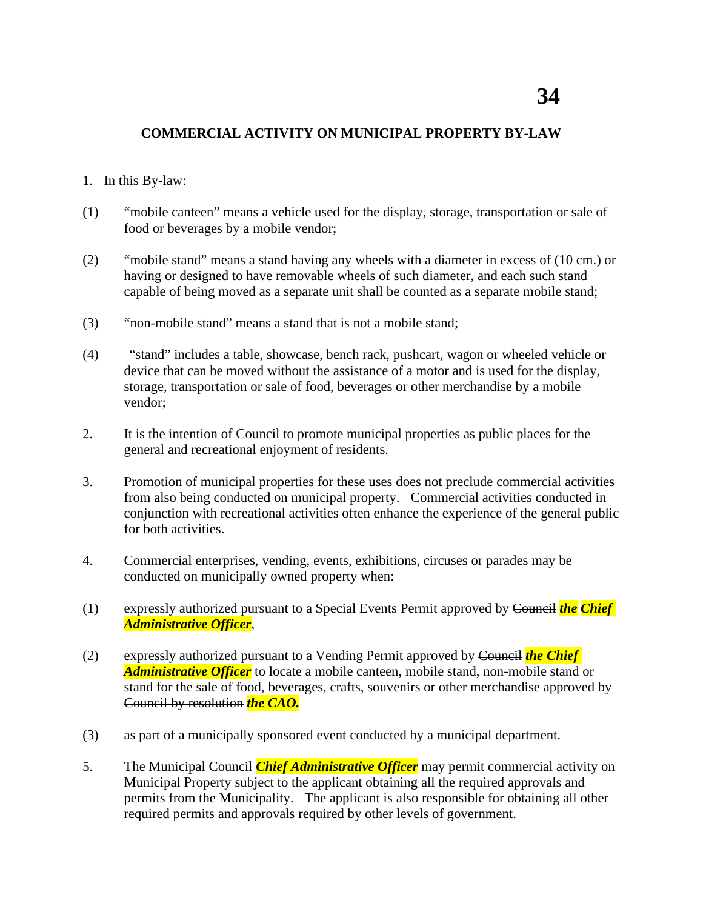## COMMERCIAL ACTIVITY ON MUNICIPAL PROPERTY BY-LAW

1. In this By-law:

(1) "mobile canteen" means a vehicle used for the display, storage, transportation or sale of food or beverages by a mobile vendor;

(2) "mobile stand" means a stand having any wheels with a diameter in excess of (10 cm.) or having or designed to have removable wheels of such diameter, and each such stand capable of being moved as a separate unit shall be counted as a separate mobile stand;

(3) "non-mobile stand" means a stand that is not a mobile stand;

(4) "stand" includes a table, showcase, bench rack, pushcart, wagon or wheeled vehicle or device that can be moved without the assistance of a motor and is used for the display, storage, transportation or sale of food, beverages or other merchandise by a mobile vendor;

2. It is the intention of Council to promote municipal properties as public places for the general and recreational enjoyment of residents.

3. Promotion of municipal properties for these uses does not preclude commercial activities from also being conducted on municipal property. Commercial activities conducted in conjunction with recreational activities often enhance the experience of the general public for both activities.

4. Commercial enterprises, vending, events, exhibitions, circuses or parades may be conducted on municipally owned property when:

(1) expressly authorized pursuant to a Special Events Permit approved by ~~Council~~ ***the Chief Administrative Officer***,

(2) expressly authorized pursuant to a Vending Permit approved by ~~Council~~ ***the Chief Administrative Officer*** to locate a mobile canteen, mobile stand, non-mobile stand or stand for the sale of food, beverages, crafts, souvenirs or other merchandise approved by ~~Council by resolution~~ ***the CAO.***

(3) as part of a municipally sponsored event conducted by a municipal department.

5. The ~~Municipal Council~~ ***Chief Administrative Officer*** may permit commercial activity on Municipal Property subject to the applicant obtaining all the required approvals and permits from the Municipality. The applicant is also responsible for obtaining all other required permits and approvals required by other levels of government.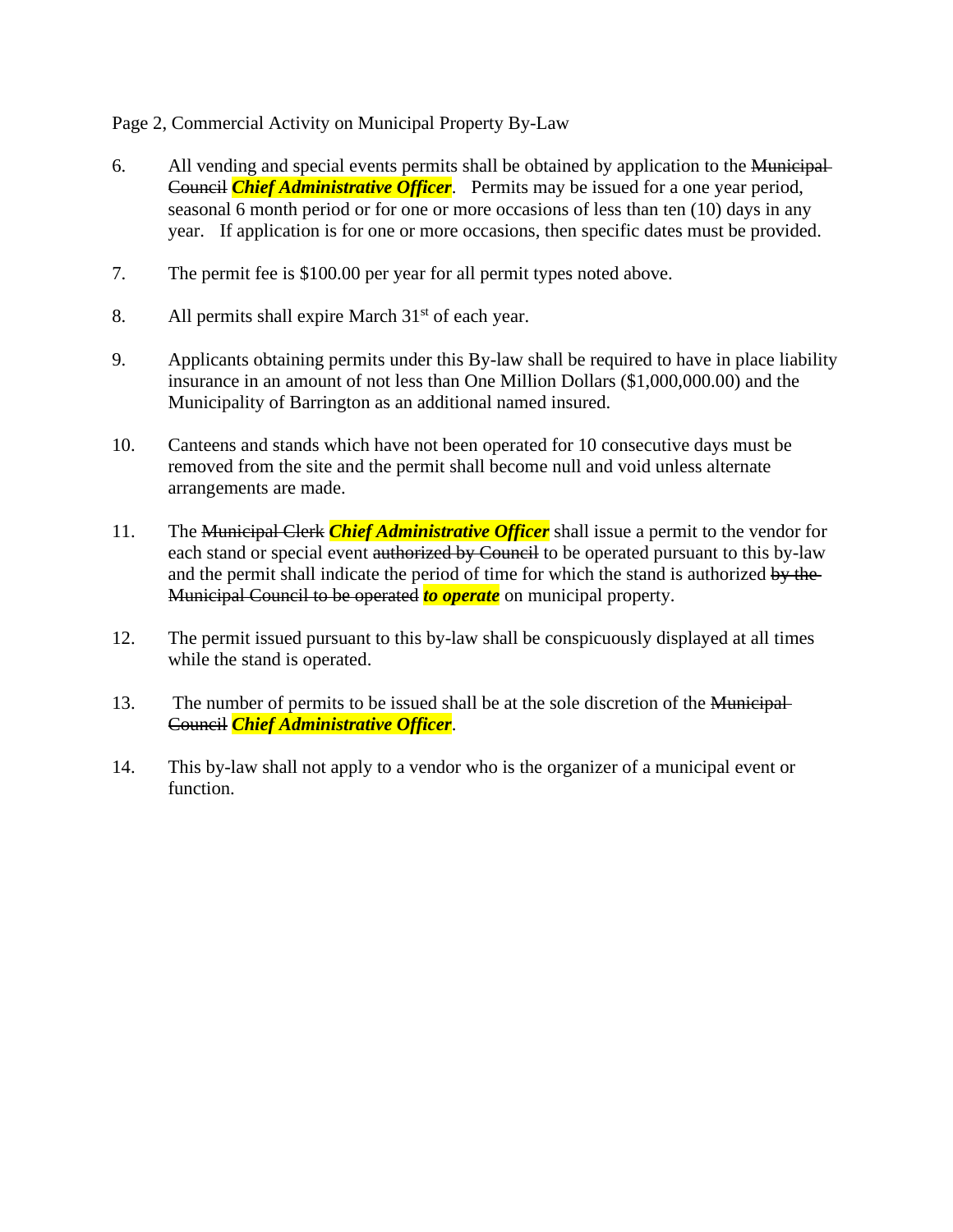6. All vending and special events permits shall be obtained by application to the ~~Municipal Council~~ ***Chief Administrative Officer***. Permits may be issued for a one year period, seasonal 6 month period or for one or more occasions of less than ten (10) days in any year. If application is for one or more occasions, then specific dates must be provided.

7. The permit fee is $100.00 per year for all permit types noted above.

8. All permits shall expire March 31st of each year.

9. Applicants obtaining permits under this By-law shall be required to have in place liability insurance in an amount of not less than One Million Dollars ($1,000,000.00) and the Municipality of Barrington as an additional named insured.

10. Canteens and stands which have not been operated for 10 consecutive days must be removed from the site and the permit shall become null and void unless alternate arrangements are made.

11. The ~~Municipal Clerk~~ ***Chief Administrative Officer*** shall issue a permit to the vendor for each stand or special event ~~authorized by Council~~ to be operated pursuant to this by-law and the permit shall indicate the period of time for which the stand is authorized ~~by the Municipal Council to be operated~~ ***to operate*** on municipal property.

12. The permit issued pursuant to this by-law shall be conspicuously displayed at all times while the stand is operated.

13. The number of permits to be issued shall be at the sole discretion of the ~~Municipal Council~~ ***Chief Administrative Officer***.

14. This by-law shall not apply to a vendor who is the organizer of a municipal event or function.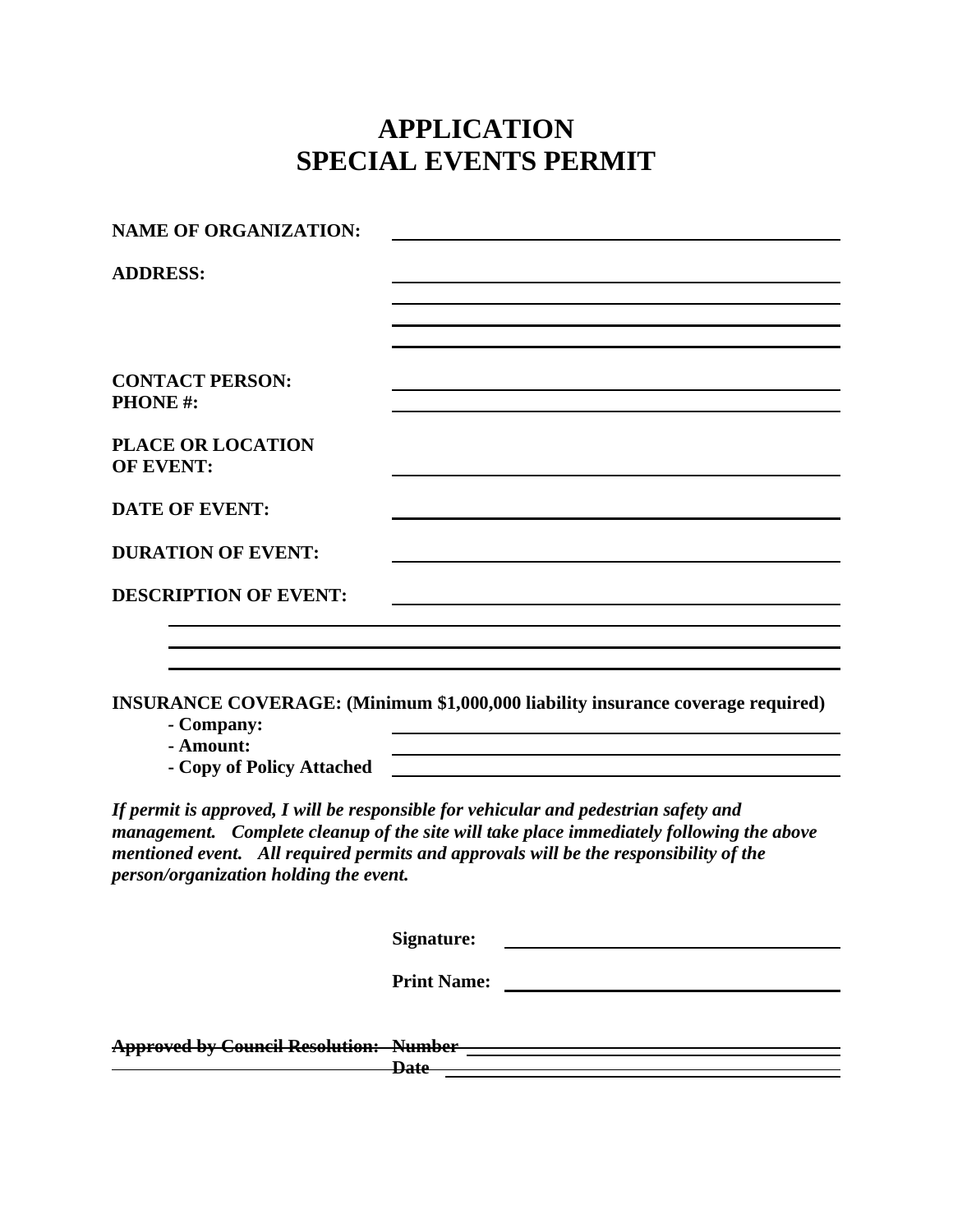# APPLICATION
# SPECIAL EVENTS PERMIT

**NAME OF ORGANIZATION:** \_\_\_\_\_\_\_\_\_\_\_\_\_\_\_\_\_\_\_\_\_\_\_\_\_\_\_\_\_\_\_\_\_\_\_\_\_\_\_\_

**ADDRESS:** \_\_\_\_\_\_\_\_\_\_\_\_\_\_\_\_\_\_\_\_\_\_\_\_\_\_\_\_\_\_\_\_\_\_\_\_\_\_\_\_

\_\_\_\_\_\_\_\_\_\_\_\_\_\_\_\_\_\_\_\_\_\_\_\_\_\_\_\_\_\_\_\_\_\_\_\_\_\_\_\_

\_\_\_\_\_\_\_\_\_\_\_\_\_\_\_\_\_\_\_\_\_\_\_\_\_\_\_\_\_\_\_\_\_\_\_\_\_\_\_\_

\_\_\_\_\_\_\_\_\_\_\_\_\_\_\_\_\_\_\_\_\_\_\_\_\_\_\_\_\_\_\_\_\_\_\_\_\_\_\_\_

**CONTACT PERSON:** \_\_\_\_\_\_\_\_\_\_\_\_\_\_\_\_\_\_\_\_\_\_\_\_\_\_\_\_\_\_\_\_\_\_\_\_\_\_\_\_

**PHONE #:** \_\_\_\_\_\_\_\_\_\_\_\_\_\_\_\_\_\_\_\_\_\_\_\_\_\_\_\_\_\_\_\_\_\_\_\_\_\_\_\_

**PLACE OR LOCATION OF EVENT:** \_\_\_\_\_\_\_\_\_\_\_\_\_\_\_\_\_\_\_\_\_\_\_\_\_\_\_\_\_\_\_\_\_\_\_\_\_\_\_\_

**DATE OF EVENT:** \_\_\_\_\_\_\_\_\_\_\_\_\_\_\_\_\_\_\_\_\_\_\_\_\_\_\_\_\_\_\_\_\_\_\_\_\_\_\_\_

**DURATION OF EVENT:** \_\_\_\_\_\_\_\_\_\_\_\_\_\_\_\_\_\_\_\_\_\_\_\_\_\_\_\_\_\_\_\_\_\_\_\_\_\_\_\_

**DESCRIPTION OF EVENT:** \_\_\_\_\_\_\_\_\_\_\_\_\_\_\_\_\_\_\_\_\_\_\_\_\_\_\_\_\_\_\_\_\_\_\_\_\_\_\_\_

\_\_\_\_\_\_\_\_\_\_\_\_\_\_\_\_\_\_\_\_\_\_\_\_\_\_\_\_\_\_\_\_\_\_\_\_\_\_\_\_\_\_\_\_\_\_\_\_\_\_\_\_\_\_\_\_\_\_\_\_

\_\_\_\_\_\_\_\_\_\_\_\_\_\_\_\_\_\_\_\_\_\_\_\_\_\_\_\_\_\_\_\_\_\_\_\_\_\_\_\_\_\_\_\_\_\_\_\_\_\_\_\_\_\_\_\_\_\_\_\_

\_\_\_\_\_\_\_\_\_\_\_\_\_\_\_\_\_\_\_\_\_\_\_\_\_\_\_\_\_\_\_\_\_\_\_\_\_\_\_\_\_\_\_\_\_\_\_\_\_\_\_\_\_\_\_\_\_\_\_\_

**INSURANCE COVERAGE: (Minimum $1,000,000 liability insurance coverage required)**

- **Company:** \_\_\_\_\_\_\_\_\_\_\_\_\_\_\_\_\_\_\_\_\_\_\_\_\_\_\_\_\_\_\_\_\_\_\_\_\_\_\_\_
- **Amount:** \_\_\_\_\_\_\_\_\_\_\_\_\_\_\_\_\_\_\_\_\_\_\_\_\_\_\_\_\_\_\_\_\_\_\_\_\_\_\_\_
- **Copy of Policy Attached** \_\_\_\_\_\_\_\_\_\_\_\_\_\_\_\_\_\_\_\_\_\_\_\_\_\_\_\_\_\_\_\_\_\_\_\_\_\_\_\_

***If permit is approved, I will be responsible for vehicular and pedestrian safety and management. Complete cleanup of the site will take place immediately following the above mentioned event. All required permits and approvals will be the responsibility of the person/organization holding the event.***

**Signature:** \_\_\_\_\_\_\_\_\_\_\_\_\_\_\_\_\_\_\_\_\_\_\_\_\_\_\_\_\_\_\_\_

**Print Name:** \_\_\_\_\_\_\_\_\_\_\_\_\_\_\_\_\_\_\_\_\_\_\_\_\_\_\_\_\_\_\_\_

~~**Approved by Council Resolution: Number**~~ \_\_\_\_\_\_\_\_\_\_\_\_\_\_\_\_\_\_\_\_\_\_\_\_\_\_\_\_\_\_\_\_

~~**Date**~~ \_\_\_\_\_\_\_\_\_\_\_\_\_\_\_\_\_\_\_\_\_\_\_\_\_\_\_\_\_\_\_\_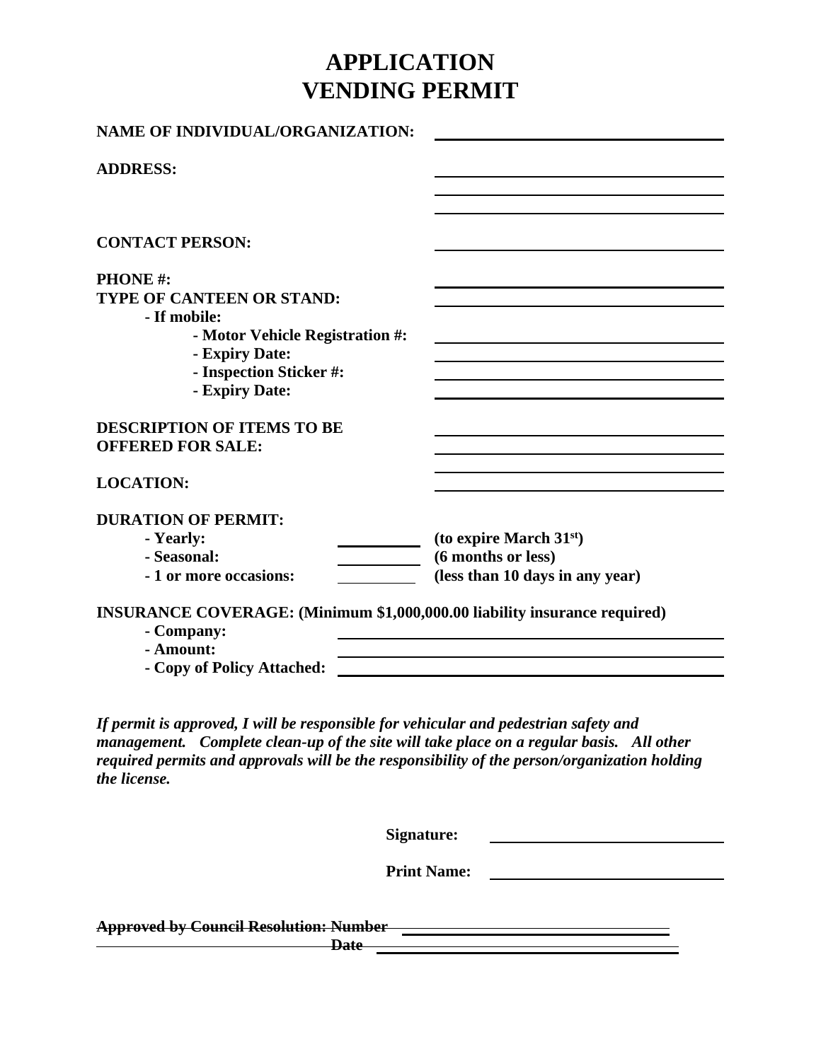# APPLICATION
# VENDING PERMIT

**NAME OF INDIVIDUAL/ORGANIZATION:** \_\_\_\_\_\_\_\_\_\_\_\_\_\_\_\_\_\_\_\_\_\_\_\_\_\_\_\_\_\_\_\_

**ADDRESS:** \_\_\_\_\_\_\_\_\_\_\_\_\_\_\_\_\_\_\_\_\_\_\_\_\_\_\_\_\_\_\_\_

\_\_\_\_\_\_\_\_\_\_\_\_\_\_\_\_\_\_\_\_\_\_\_\_\_\_\_\_\_\_\_\_

\_\_\_\_\_\_\_\_\_\_\_\_\_\_\_\_\_\_\_\_\_\_\_\_\_\_\_\_\_\_\_\_

**CONTACT PERSON:** \_\_\_\_\_\_\_\_\_\_\_\_\_\_\_\_\_\_\_\_\_\_\_\_\_\_\_\_\_\_\_\_

**PHONE #:** \_\_\_\_\_\_\_\_\_\_\_\_\_\_\_\_\_\_\_\_\_\_\_\_\_\_\_\_\_\_\_\_

**TYPE OF CANTEEN OR STAND:** \_\_\_\_\_\_\_\_\_\_\_\_\_\_\_\_\_\_\_\_\_\_\_\_\_\_\_\_\_\_\_\_

- **If mobile:**
  - **Motor Vehicle Registration #:** \_\_\_\_\_\_\_\_\_\_\_\_\_\_\_\_\_\_\_\_\_\_\_\_\_\_\_\_\_\_\_\_
  - **Expiry Date:** \_\_\_\_\_\_\_\_\_\_\_\_\_\_\_\_\_\_\_\_\_\_\_\_\_\_\_\_\_\_\_\_
  - **Inspection Sticker #:** \_\_\_\_\_\_\_\_\_\_\_\_\_\_\_\_\_\_\_\_\_\_\_\_\_\_\_\_\_\_\_\_
  - **Expiry Date:** \_\_\_\_\_\_\_\_\_\_\_\_\_\_\_\_\_\_\_\_\_\_\_\_\_\_\_\_\_\_\_\_

**DESCRIPTION OF ITEMS TO BE OFFERED FOR SALE:** \_\_\_\_\_\_\_\_\_\_\_\_\_\_\_\_\_\_\_\_\_\_\_\_\_\_\_\_\_\_\_\_

\_\_\_\_\_\_\_\_\_\_\_\_\_\_\_\_\_\_\_\_\_\_\_\_\_\_\_\_\_\_\_\_

\_\_\_\_\_\_\_\_\_\_\_\_\_\_\_\_\_\_\_\_\_\_\_\_\_\_\_\_\_\_\_\_

**LOCATION:** \_\_\_\_\_\_\_\_\_\_\_\_\_\_\_\_\_\_\_\_\_\_\_\_\_\_\_\_\_\_\_\_

**DURATION OF PERMIT:**

- **Yearly:** \_\_\_\_\_\_\_\_\_\_ **(to expire March 31st)**
- **Seasonal:** \_\_\_\_\_\_\_\_\_\_ **(6 months or less)**
- **1 or more occasions:** \_\_\_\_\_\_\_\_\_\_ **(less than 10 days in any year)**

**INSURANCE COVERAGE: (Minimum $1,000,000.00 liability insurance required)**

- **Company:** \_\_\_\_\_\_\_\_\_\_\_\_\_\_\_\_\_\_\_\_\_\_\_\_\_\_\_\_\_\_\_\_\_\_\_\_\_\_\_\_
- **Amount:** \_\_\_\_\_\_\_\_\_\_\_\_\_\_\_\_\_\_\_\_\_\_\_\_\_\_\_\_\_\_\_\_\_\_\_\_\_\_\_\_
- **Copy of Policy Attached:** \_\_\_\_\_\_\_\_\_\_\_\_\_\_\_\_\_\_\_\_\_\_\_\_\_\_\_\_\_\_\_\_\_\_\_\_\_\_\_\_

***If permit is approved, I will be responsible for vehicular and pedestrian safety and management. Complete clean-up of the site will take place on a regular basis. All other required permits and approvals will be the responsibility of the person/organization holding the license.***

**Signature:** \_\_\_\_\_\_\_\_\_\_\_\_\_\_\_\_\_\_\_\_\_\_\_\_\_\_\_\_

**Print Name:** \_\_\_\_\_\_\_\_\_\_\_\_\_\_\_\_\_\_\_\_\_\_\_\_\_\_\_\_

~~**Approved by Council Resolution: Number**~~ \_\_\_\_\_\_\_\_\_\_\_\_\_\_\_\_\_\_\_\_\_\_\_\_\_\_\_\_\_\_\_\_

~~**Date**~~ \_\_\_\_\_\_\_\_\_\_\_\_\_\_\_\_\_\_\_\_\_\_\_\_\_\_\_\_\_\_\_\_